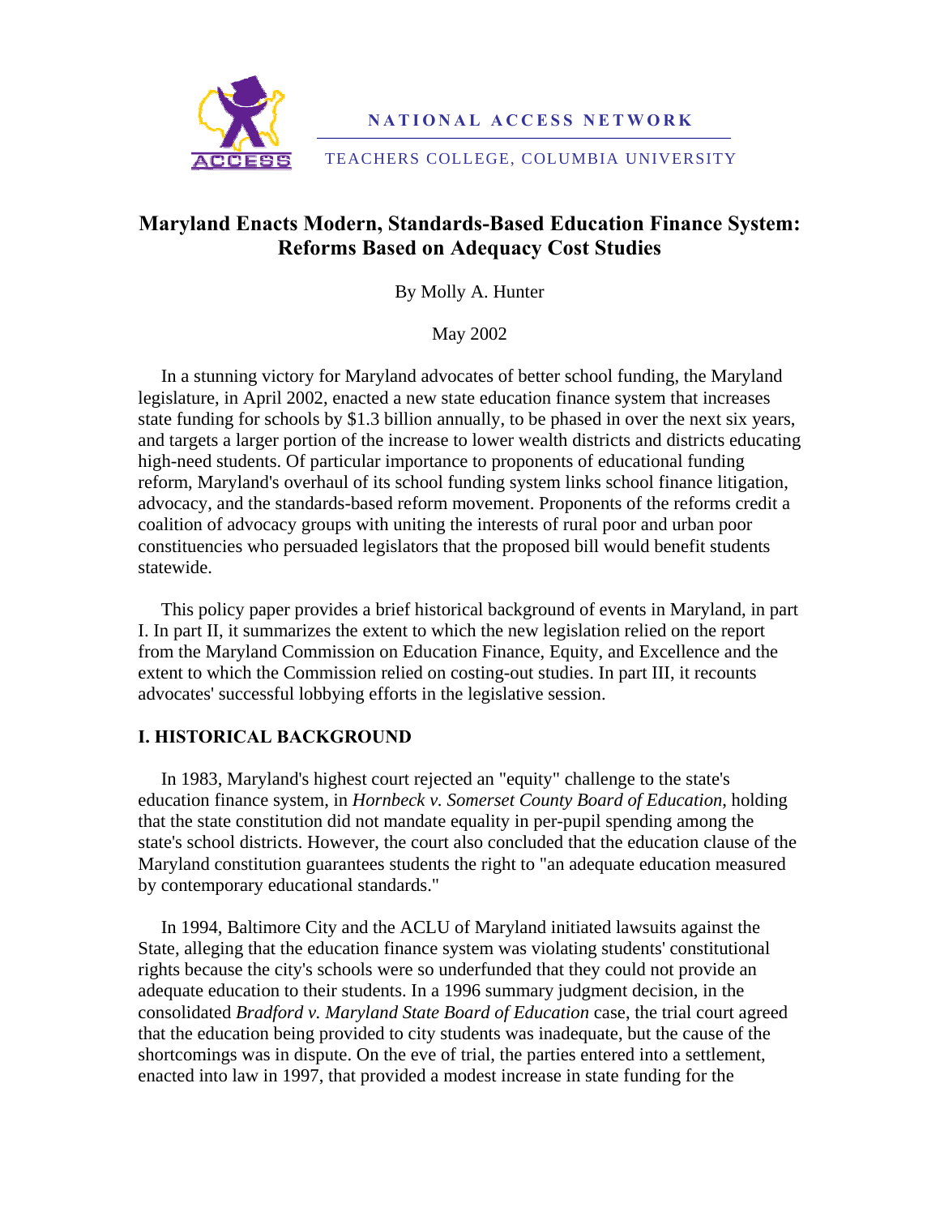NATIONAL ACCESS NETWORK

TEACHERS COLLEGE, COLUMBIA UNIVERSITY

# Maryland Enacts Modern, Standards-Based Education Finance System: Reforms Based on Adequacy Cost Studies

By Molly A. Hunter

May 2002

In a stunning victory for Maryland advocates of better school funding, the Maryland legislature, in April 2002, enacted a new state education finance system that increases state funding for schools by $1.3 billion annually, to be phased in over the next six years, and targets a larger portion of the increase to lower wealth districts and districts educating high-need students. Of particular importance to proponents of educational funding reform, Maryland's overhaul of its school funding system links school finance litigation, advocacy, and the standards-based reform movement. Proponents of the reforms credit a coalition of advocacy groups with uniting the interests of rural poor and urban poor constituencies who persuaded legislators that the proposed bill would benefit students statewide.

This policy paper provides a brief historical background of events in Maryland, in part I. In part II, it summarizes the extent to which the new legislation relied on the report from the Maryland Commission on Education Finance, Equity, and Excellence and the extent to which the Commission relied on costing-out studies. In part III, it recounts advocates' successful lobbying efforts in the legislative session.

## I. HISTORICAL BACKGROUND

In 1983, Maryland's highest court rejected an "equity" challenge to the state's education finance system, in *Hornbeck v. Somerset County Board of Education*, holding that the state constitution did not mandate equality in per-pupil spending among the state's school districts. However, the court also concluded that the education clause of the Maryland constitution guarantees students the right to "an adequate education measured by contemporary educational standards."

In 1994, Baltimore City and the ACLU of Maryland initiated lawsuits against the State, alleging that the education finance system was violating students' constitutional rights because the city's schools were so underfunded that they could not provide an adequate education to their students. In a 1996 summary judgment decision, in the consolidated *Bradford v. Maryland State Board of Education* case, the trial court agreed that the education being provided to city students was inadequate, but the cause of the shortcomings was in dispute. On the eve of trial, the parties entered into a settlement, enacted into law in 1997, that provided a modest increase in state funding for the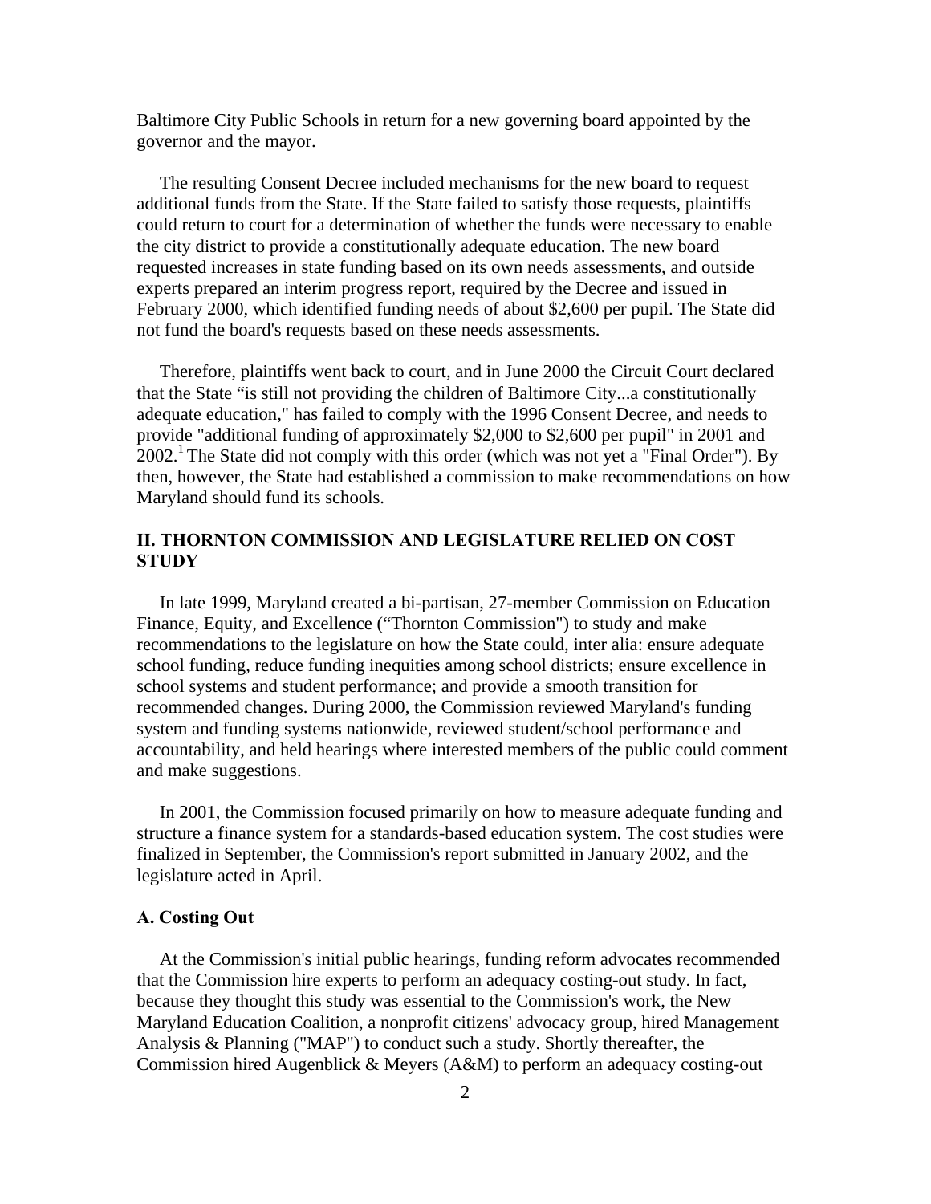Baltimore City Public Schools in return for a new governing board appointed by the governor and the mayor.

The resulting Consent Decree included mechanisms for the new board to request additional funds from the State. If the State failed to satisfy those requests, plaintiffs could return to court for a determination of whether the funds were necessary to enable the city district to provide a constitutionally adequate education. The new board requested increases in state funding based on its own needs assessments, and outside experts prepared an interim progress report, required by the Decree and issued in February 2000, which identified funding needs of about $2,600 per pupil. The State did not fund the board's requests based on these needs assessments.

Therefore, plaintiffs went back to court, and in June 2000 the Circuit Court declared that the State "is still not providing the children of Baltimore City...a constitutionally adequate education," has failed to comply with the 1996 Consent Decree, and needs to provide "additional funding of approximately $2,000 to $2,600 per pupil" in 2001 and 2002.[1] The State did not comply with this order (which was not yet a "Final Order"). By then, however, the State had established a commission to make recommendations on how Maryland should fund its schools.

## II. THORNTON COMMISSION AND LEGISLATURE RELIED ON COST STUDY

In late 1999, Maryland created a bi-partisan, 27-member Commission on Education Finance, Equity, and Excellence ("Thornton Commission") to study and make recommendations to the legislature on how the State could, inter alia: ensure adequate school funding, reduce funding inequities among school districts; ensure excellence in school systems and student performance; and provide a smooth transition for recommended changes. During 2000, the Commission reviewed Maryland's funding system and funding systems nationwide, reviewed student/school performance and accountability, and held hearings where interested members of the public could comment and make suggestions.

In 2001, the Commission focused primarily on how to measure adequate funding and structure a finance system for a standards-based education system. The cost studies were finalized in September, the Commission's report submitted in January 2002, and the legislature acted in April.

### A. Costing Out

At the Commission's initial public hearings, funding reform advocates recommended that the Commission hire experts to perform an adequacy costing-out study. In fact, because they thought this study was essential to the Commission's work, the New Maryland Education Coalition, a nonprofit citizens' advocacy group, hired Management Analysis & Planning ("MAP") to conduct such a study. Shortly thereafter, the Commission hired Augenblick & Meyers (A&M) to perform an adequacy costing-out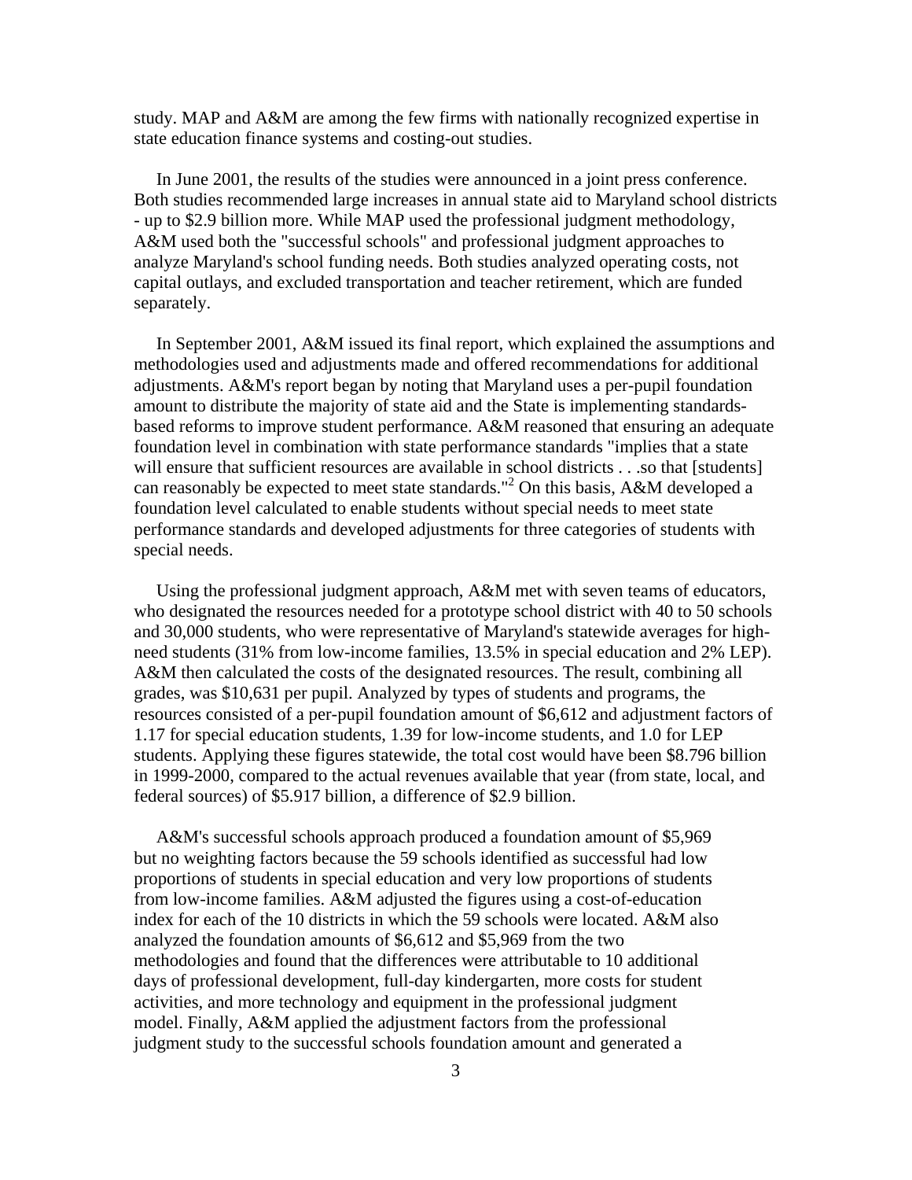study. MAP and A&M are among the few firms with nationally recognized expertise in state education finance systems and costing-out studies.

In June 2001, the results of the studies were announced in a joint press conference. Both studies recommended large increases in annual state aid to Maryland school districts - up to $2.9 billion more. While MAP used the professional judgment methodology, A&M used both the "successful schools" and professional judgment approaches to analyze Maryland's school funding needs. Both studies analyzed operating costs, not capital outlays, and excluded transportation and teacher retirement, which are funded separately.

In September 2001, A&M issued its final report, which explained the assumptions and methodologies used and adjustments made and offered recommendations for additional adjustments. A&M's report began by noting that Maryland uses a per-pupil foundation amount to distribute the majority of state aid and the State is implementing standards-based reforms to improve student performance. A&M reasoned that ensuring an adequate foundation level in combination with state performance standards "implies that a state will ensure that sufficient resources are available in school districts . . .so that [students] can reasonably be expected to meet state standards."[2] On this basis, A&M developed a foundation level calculated to enable students without special needs to meet state performance standards and developed adjustments for three categories of students with special needs.

Using the professional judgment approach, A&M met with seven teams of educators, who designated the resources needed for a prototype school district with 40 to 50 schools and 30,000 students, who were representative of Maryland's statewide averages for high-need students (31% from low-income families, 13.5% in special education and 2% LEP). A&M then calculated the costs of the designated resources. The result, combining all grades, was $10,631 per pupil. Analyzed by types of students and programs, the resources consisted of a per-pupil foundation amount of $6,612 and adjustment factors of 1.17 for special education students, 1.39 for low-income students, and 1.0 for LEP students. Applying these figures statewide, the total cost would have been $8.796 billion in 1999-2000, compared to the actual revenues available that year (from state, local, and federal sources) of $5.917 billion, a difference of $2.9 billion.

A&M's successful schools approach produced a foundation amount of $5,969 but no weighting factors because the 59 schools identified as successful had low proportions of students in special education and very low proportions of students from low-income families. A&M adjusted the figures using a cost-of-education index for each of the 10 districts in which the 59 schools were located. A&M also analyzed the foundation amounts of $6,612 and $5,969 from the two methodologies and found that the differences were attributable to 10 additional days of professional development, full-day kindergarten, more costs for student activities, and more technology and equipment in the professional judgment model. Finally, A&M applied the adjustment factors from the professional judgment study to the successful schools foundation amount and generated a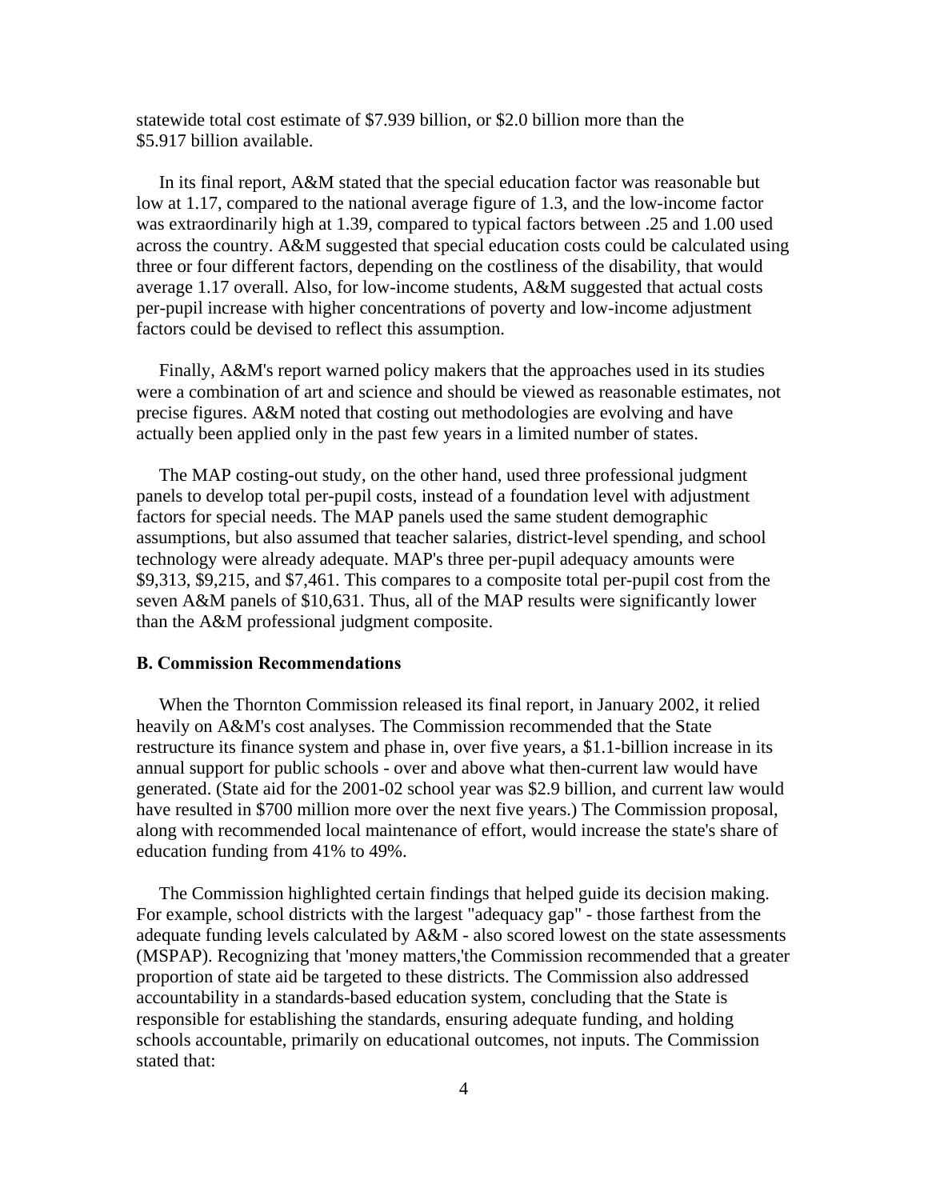statewide total cost estimate of $7.939 billion, or $2.0 billion more than the $5.917 billion available.

In its final report, A&M stated that the special education factor was reasonable but low at 1.17, compared to the national average figure of 1.3, and the low-income factor was extraordinarily high at 1.39, compared to typical factors between .25 and 1.00 used across the country. A&M suggested that special education costs could be calculated using three or four different factors, depending on the costliness of the disability, that would average 1.17 overall. Also, for low-income students, A&M suggested that actual costs per-pupil increase with higher concentrations of poverty and low-income adjustment factors could be devised to reflect this assumption.

Finally, A&M's report warned policy makers that the approaches used in its studies were a combination of art and science and should be viewed as reasonable estimates, not precise figures. A&M noted that costing out methodologies are evolving and have actually been applied only in the past few years in a limited number of states.

The MAP costing-out study, on the other hand, used three professional judgment panels to develop total per-pupil costs, instead of a foundation level with adjustment factors for special needs. The MAP panels used the same student demographic assumptions, but also assumed that teacher salaries, district-level spending, and school technology were already adequate. MAP's three per-pupil adequacy amounts were $9,313, $9,215, and $7,461. This compares to a composite total per-pupil cost from the seven A&M panels of $10,631. Thus, all of the MAP results were significantly lower than the A&M professional judgment composite.

### B. Commission Recommendations

When the Thornton Commission released its final report, in January 2002, it relied heavily on A&M's cost analyses. The Commission recommended that the State restructure its finance system and phase in, over five years, a $1.1-billion increase in its annual support for public schools - over and above what then-current law would have generated. (State aid for the 2001-02 school year was $2.9 billion, and current law would have resulted in $700 million more over the next five years.) The Commission proposal, along with recommended local maintenance of effort, would increase the state's share of education funding from 41% to 49%.

The Commission highlighted certain findings that helped guide its decision making. For example, school districts with the largest "adequacy gap" - those farthest from the adequate funding levels calculated by A&M - also scored lowest on the state assessments (MSPAP). Recognizing that 'money matters,'the Commission recommended that a greater proportion of state aid be targeted to these districts. The Commission also addressed accountability in a standards-based education system, concluding that the State is responsible for establishing the standards, ensuring adequate funding, and holding schools accountable, primarily on educational outcomes, not inputs. The Commission stated that: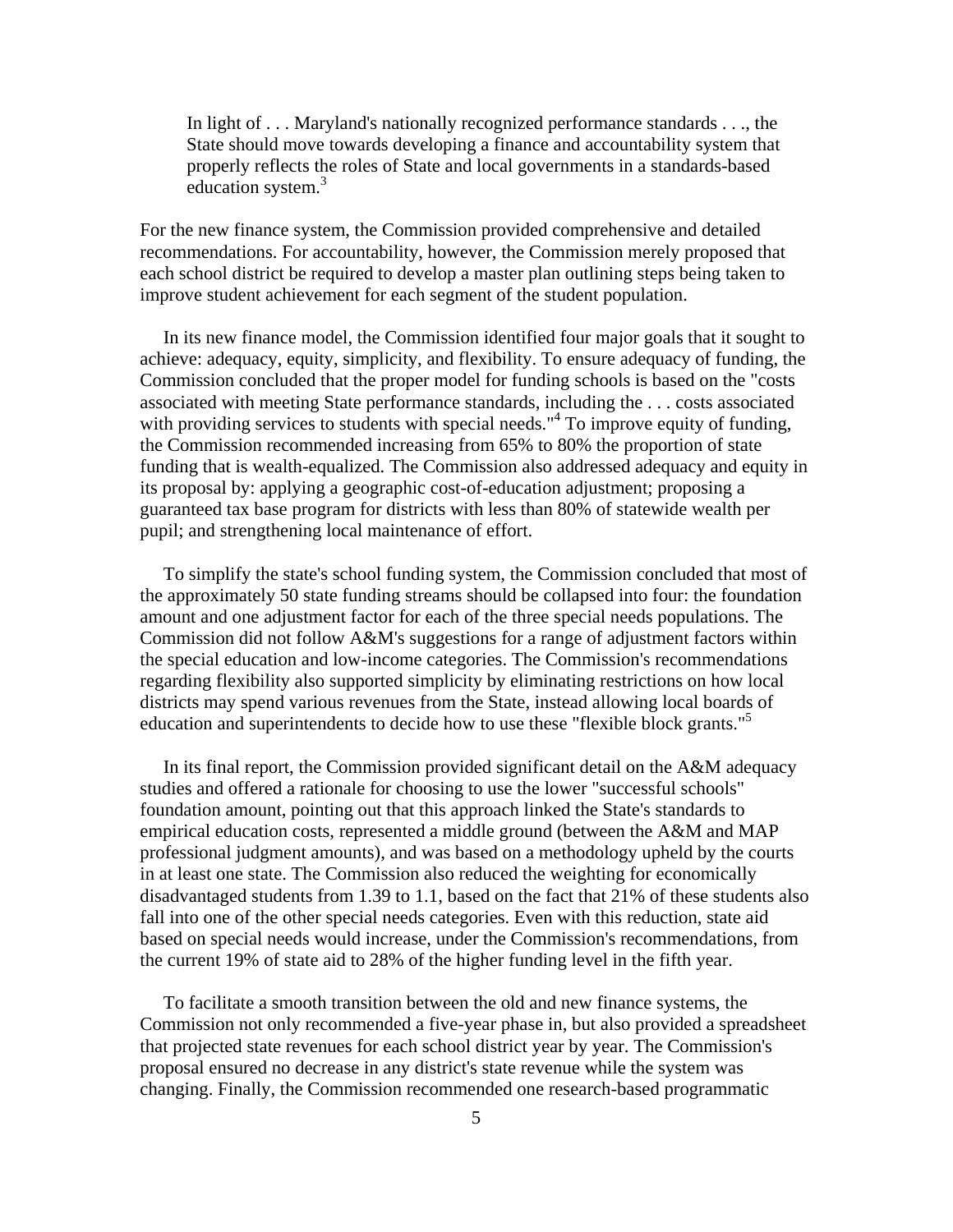> In light of . . . Maryland's nationally recognized performance standards . . ., the State should move towards developing a finance and accountability system that properly reflects the roles of State and local governments in a standards-based education system.[3]

For the new finance system, the Commission provided comprehensive and detailed recommendations. For accountability, however, the Commission merely proposed that each school district be required to develop a master plan outlining steps being taken to improve student achievement for each segment of the student population.

In its new finance model, the Commission identified four major goals that it sought to achieve: adequacy, equity, simplicity, and flexibility. To ensure adequacy of funding, the Commission concluded that the proper model for funding schools is based on the "costs associated with meeting State performance standards, including the . . . costs associated with providing services to students with special needs."[4] To improve equity of funding, the Commission recommended increasing from 65% to 80% the proportion of state funding that is wealth-equalized. The Commission also addressed adequacy and equity in its proposal by: applying a geographic cost-of-education adjustment; proposing a guaranteed tax base program for districts with less than 80% of statewide wealth per pupil; and strengthening local maintenance of effort.

To simplify the state's school funding system, the Commission concluded that most of the approximately 50 state funding streams should be collapsed into four: the foundation amount and one adjustment factor for each of the three special needs populations. The Commission did not follow A&M's suggestions for a range of adjustment factors within the special education and low-income categories. The Commission's recommendations regarding flexibility also supported simplicity by eliminating restrictions on how local districts may spend various revenues from the State, instead allowing local boards of education and superintendents to decide how to use these "flexible block grants."[5]

In its final report, the Commission provided significant detail on the A&M adequacy studies and offered a rationale for choosing to use the lower "successful schools" foundation amount, pointing out that this approach linked the State's standards to empirical education costs, represented a middle ground (between the A&M and MAP professional judgment amounts), and was based on a methodology upheld by the courts in at least one state. The Commission also reduced the weighting for economically disadvantaged students from 1.39 to 1.1, based on the fact that 21% of these students also fall into one of the other special needs categories. Even with this reduction, state aid based on special needs would increase, under the Commission's recommendations, from the current 19% of state aid to 28% of the higher funding level in the fifth year.

To facilitate a smooth transition between the old and new finance systems, the Commission not only recommended a five-year phase in, but also provided a spreadsheet that projected state revenues for each school district year by year. The Commission's proposal ensured no decrease in any district's state revenue while the system was changing. Finally, the Commission recommended one research-based programmatic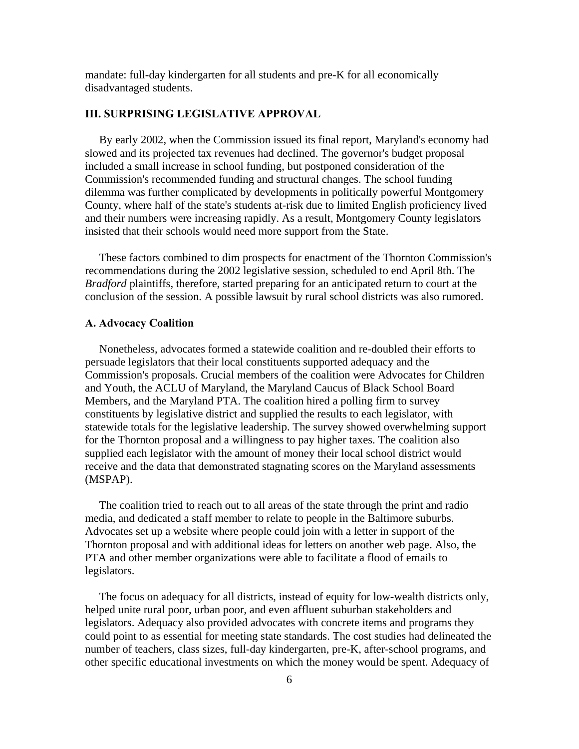mandate: full-day kindergarten for all students and pre-K for all economically disadvantaged students.

## III. SURPRISING LEGISLATIVE APPROVAL

By early 2002, when the Commission issued its final report, Maryland's economy had slowed and its projected tax revenues had declined. The governor's budget proposal included a small increase in school funding, but postponed consideration of the Commission's recommended funding and structural changes. The school funding dilemma was further complicated by developments in politically powerful Montgomery County, where half of the state's students at-risk due to limited English proficiency lived and their numbers were increasing rapidly. As a result, Montgomery County legislators insisted that their schools would need more support from the State.

These factors combined to dim prospects for enactment of the Thornton Commission's recommendations during the 2002 legislative session, scheduled to end April 8th. The *Bradford* plaintiffs, therefore, started preparing for an anticipated return to court at the conclusion of the session. A possible lawsuit by rural school districts was also rumored.

### A. Advocacy Coalition

Nonetheless, advocates formed a statewide coalition and re-doubled their efforts to persuade legislators that their local constituents supported adequacy and the Commission's proposals. Crucial members of the coalition were Advocates for Children and Youth, the ACLU of Maryland, the Maryland Caucus of Black School Board Members, and the Maryland PTA. The coalition hired a polling firm to survey constituents by legislative district and supplied the results to each legislator, with statewide totals for the legislative leadership. The survey showed overwhelming support for the Thornton proposal and a willingness to pay higher taxes. The coalition also supplied each legislator with the amount of money their local school district would receive and the data that demonstrated stagnating scores on the Maryland assessments (MSPAP).

The coalition tried to reach out to all areas of the state through the print and radio media, and dedicated a staff member to relate to people in the Baltimore suburbs. Advocates set up a website where people could join with a letter in support of the Thornton proposal and with additional ideas for letters on another web page. Also, the PTA and other member organizations were able to facilitate a flood of emails to legislators.

The focus on adequacy for all districts, instead of equity for low-wealth districts only, helped unite rural poor, urban poor, and even affluent suburban stakeholders and legislators. Adequacy also provided advocates with concrete items and programs they could point to as essential for meeting state standards. The cost studies had delineated the number of teachers, class sizes, full-day kindergarten, pre-K, after-school programs, and other specific educational investments on which the money would be spent. Adequacy of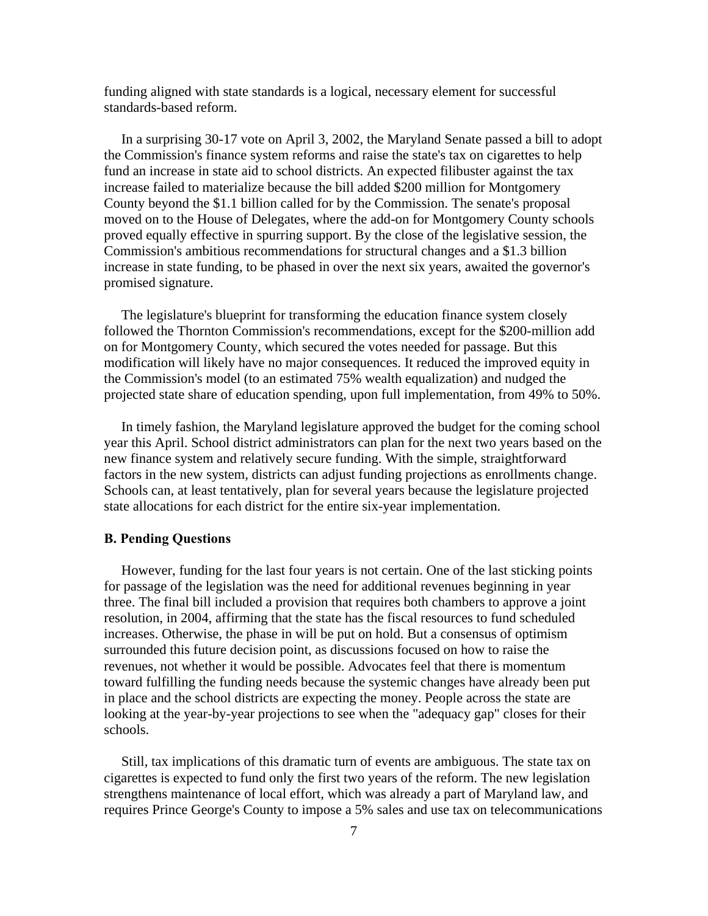funding aligned with state standards is a logical, necessary element for successful standards-based reform.

In a surprising 30-17 vote on April 3, 2002, the Maryland Senate passed a bill to adopt the Commission's finance system reforms and raise the state's tax on cigarettes to help fund an increase in state aid to school districts. An expected filibuster against the tax increase failed to materialize because the bill added $200 million for Montgomery County beyond the $1.1 billion called for by the Commission. The senate's proposal moved on to the House of Delegates, where the add-on for Montgomery County schools proved equally effective in spurring support. By the close of the legislative session, the Commission's ambitious recommendations for structural changes and a $1.3 billion increase in state funding, to be phased in over the next six years, awaited the governor's promised signature.

The legislature's blueprint for transforming the education finance system closely followed the Thornton Commission's recommendations, except for the $200-million add on for Montgomery County, which secured the votes needed for passage. But this modification will likely have no major consequences. It reduced the improved equity in the Commission's model (to an estimated 75% wealth equalization) and nudged the projected state share of education spending, upon full implementation, from 49% to 50%.

In timely fashion, the Maryland legislature approved the budget for the coming school year this April. School district administrators can plan for the next two years based on the new finance system and relatively secure funding. With the simple, straightforward factors in the new system, districts can adjust funding projections as enrollments change. Schools can, at least tentatively, plan for several years because the legislature projected state allocations for each district for the entire six-year implementation.

### B. Pending Questions

However, funding for the last four years is not certain. One of the last sticking points for passage of the legislation was the need for additional revenues beginning in year three. The final bill included a provision that requires both chambers to approve a joint resolution, in 2004, affirming that the state has the fiscal resources to fund scheduled increases. Otherwise, the phase in will be put on hold. But a consensus of optimism surrounded this future decision point, as discussions focused on how to raise the revenues, not whether it would be possible. Advocates feel that there is momentum toward fulfilling the funding needs because the systemic changes have already been put in place and the school districts are expecting the money. People across the state are looking at the year-by-year projections to see when the "adequacy gap" closes for their schools.

Still, tax implications of this dramatic turn of events are ambiguous. The state tax on cigarettes is expected to fund only the first two years of the reform. The new legislation strengthens maintenance of local effort, which was already a part of Maryland law, and requires Prince George's County to impose a 5% sales and use tax on telecommunications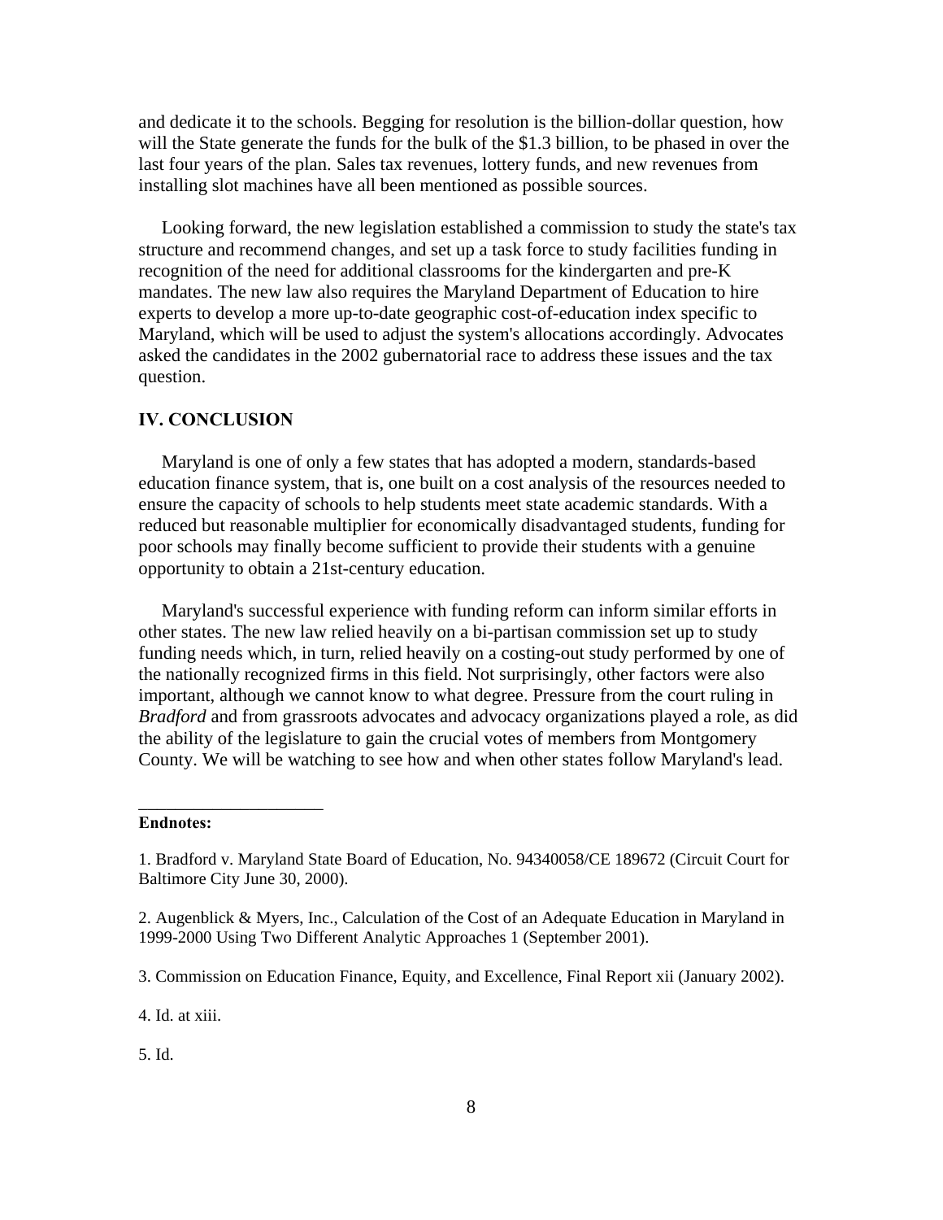and dedicate it to the schools. Begging for resolution is the billion-dollar question, how will the State generate the funds for the bulk of the $1.3 billion, to be phased in over the last four years of the plan. Sales tax revenues, lottery funds, and new revenues from installing slot machines have all been mentioned as possible sources.

Looking forward, the new legislation established a commission to study the state's tax structure and recommend changes, and set up a task force to study facilities funding in recognition of the need for additional classrooms for the kindergarten and pre-K mandates. The new law also requires the Maryland Department of Education to hire experts to develop a more up-to-date geographic cost-of-education index specific to Maryland, which will be used to adjust the system's allocations accordingly. Advocates asked the candidates in the 2002 gubernatorial race to address these issues and the tax question.

## IV. CONCLUSION

Maryland is one of only a few states that has adopted a modern, standards-based education finance system, that is, one built on a cost analysis of the resources needed to ensure the capacity of schools to help students meet state academic standards. With a reduced but reasonable multiplier for economically disadvantaged students, funding for poor schools may finally become sufficient to provide their students with a genuine opportunity to obtain a 21st-century education.

Maryland's successful experience with funding reform can inform similar efforts in other states. The new law relied heavily on a bi-partisan commission set up to study funding needs which, in turn, relied heavily on a costing-out study performed by one of the nationally recognized firms in this field. Not surprisingly, other factors were also important, although we cannot know to what degree. Pressure from the court ruling in *Bradford* and from grassroots advocates and advocacy organizations played a role, as did the ability of the legislature to gain the crucial votes of members from Montgomery County. We will be watching to see how and when other states follow Maryland's lead.

---

**Endnotes:**

1. Bradford v. Maryland State Board of Education, No. 94340058/CE 189672 (Circuit Court for Baltimore City June 30, 2000).

2. Augenblick & Myers, Inc., Calculation of the Cost of an Adequate Education in Maryland in 1999-2000 Using Two Different Analytic Approaches 1 (September 2001).

3. Commission on Education Finance, Equity, and Excellence, Final Report xii (January 2002).

4. Id. at xiii.

5. Id.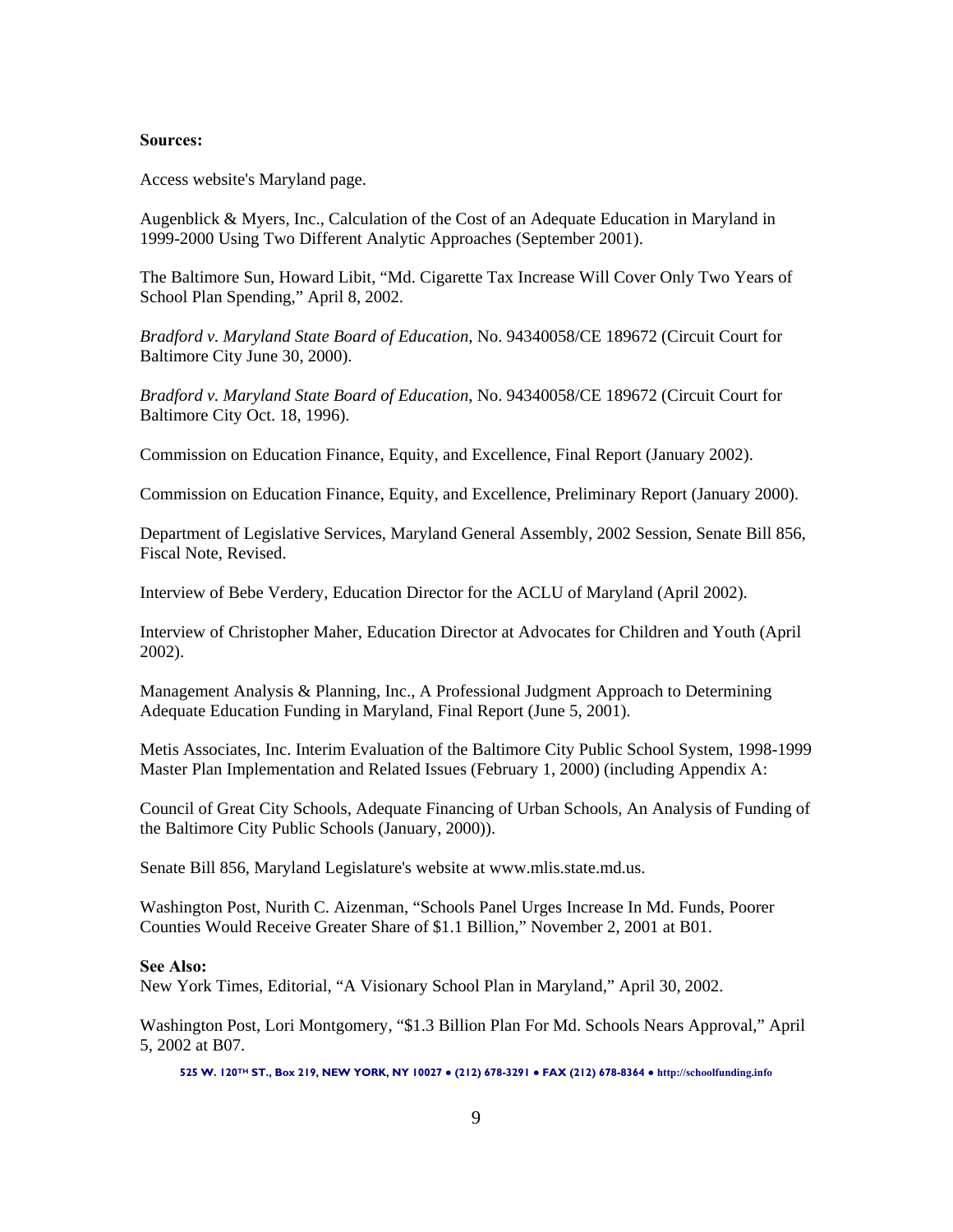**Sources:**

Access website's Maryland page.

Augenblick & Myers, Inc., Calculation of the Cost of an Adequate Education in Maryland in 1999-2000 Using Two Different Analytic Approaches (September 2001).

The Baltimore Sun, Howard Libit, "Md. Cigarette Tax Increase Will Cover Only Two Years of School Plan Spending," April 8, 2002.

*Bradford v. Maryland State Board of Education*, No. 94340058/CE 189672 (Circuit Court for Baltimore City June 30, 2000).

*Bradford v. Maryland State Board of Education*, No. 94340058/CE 189672 (Circuit Court for Baltimore City Oct. 18, 1996).

Commission on Education Finance, Equity, and Excellence, Final Report (January 2002).

Commission on Education Finance, Equity, and Excellence, Preliminary Report (January 2000).

Department of Legislative Services, Maryland General Assembly, 2002 Session, Senate Bill 856, Fiscal Note, Revised.

Interview of Bebe Verdery, Education Director for the ACLU of Maryland (April 2002).

Interview of Christopher Maher, Education Director at Advocates for Children and Youth (April 2002).

Management Analysis & Planning, Inc., A Professional Judgment Approach to Determining Adequate Education Funding in Maryland, Final Report (June 5, 2001).

Metis Associates, Inc. Interim Evaluation of the Baltimore City Public School System, 1998-1999 Master Plan Implementation and Related Issues (February 1, 2000) (including Appendix A:

Council of Great City Schools, Adequate Financing of Urban Schools, An Analysis of Funding of the Baltimore City Public Schools (January, 2000)).

Senate Bill 856, Maryland Legislature's website at www.mlis.state.md.us.

Washington Post, Nurith C. Aizenman, "Schools Panel Urges Increase In Md. Funds, Poorer Counties Would Receive Greater Share of $1.1 Billion," November 2, 2001 at B01.

**See Also:**

New York Times, Editorial, "A Visionary School Plan in Maryland," April 30, 2002.

Washington Post, Lori Montgomery, "$1.3 Billion Plan For Md. Schools Nears Approval," April 5, 2002 at B07.